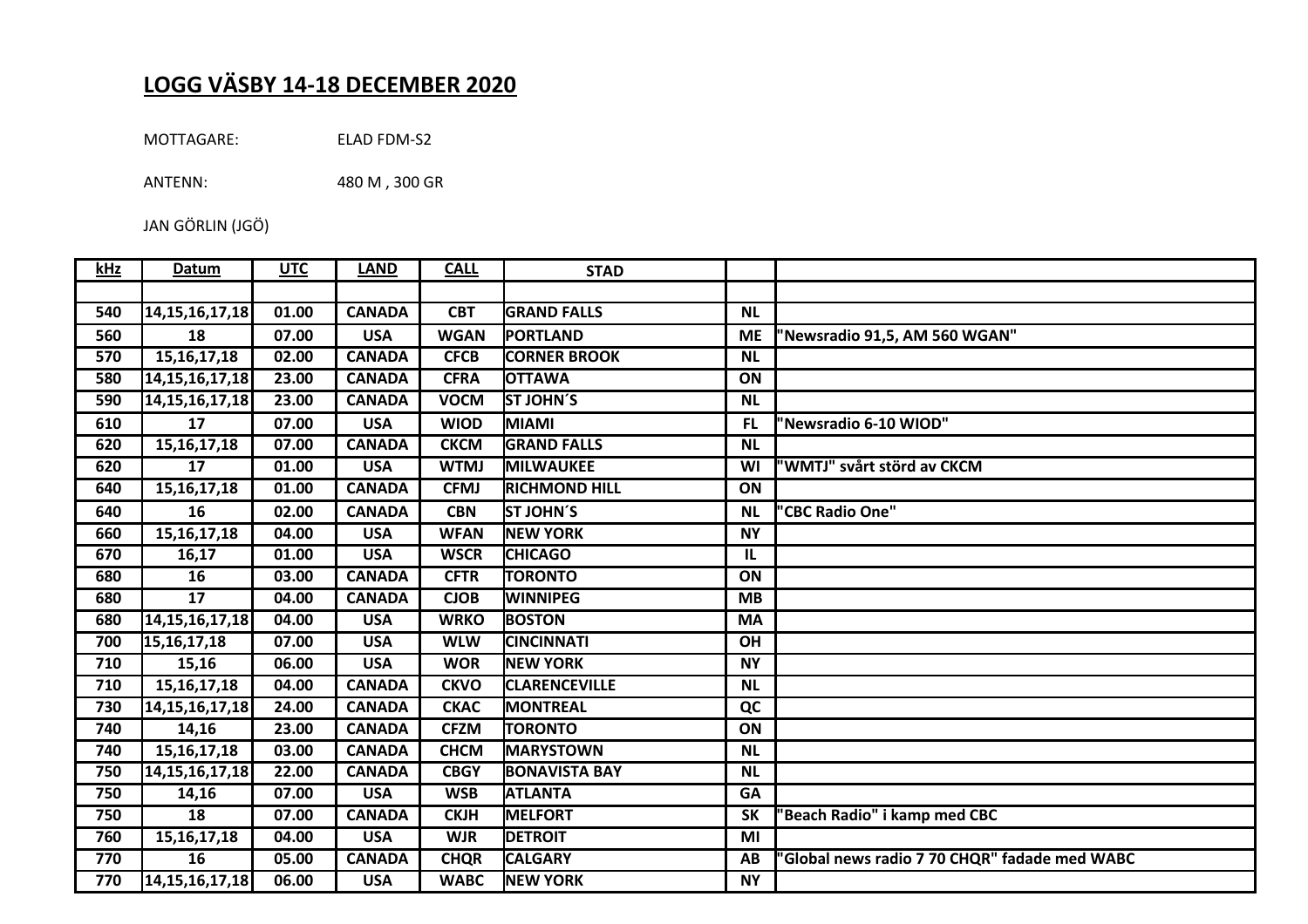## LOGG VÄSBY 14-18 DECEMBER 2020

MOTTAGARE: ELAD FDM-S2

ANTENN: 480 M , 300 GR

JAN GÖRLIN (JGÖ)

| kHz | Datum | UTC | LAND | CALL | STAD | | |
|---|---|---|---|---|---|---|---|
| | | | | | | | |
| 540 | 14,15,16,17,18 | 01.00 | CANADA | CBT | GRAND FALLS | NL | |
| 560 | 18 | 07.00 | USA | WGAN | PORTLAND | ME | "Newsradio 91,5, AM 560 WGAN" |
| 570 | 15,16,17,18 | 02.00 | CANADA | CFCB | CORNER BROOK | NL | |
| 580 | 14,15,16,17,18 | 23.00 | CANADA | CFRA | OTTAWA | ON | |
| 590 | 14,15,16,17,18 | 23.00 | CANADA | VOCM | ST JOHN´S | NL | |
| 610 | 17 | 07.00 | USA | WIOD | MIAMI | FL | "Newsradio 6-10 WIOD" |
| 620 | 15,16,17,18 | 07.00 | CANADA | CKCM | GRAND FALLS | NL | |
| 620 | 17 | 01.00 | USA | WTMJ | MILWAUKEE | WI | "WMTJ" svårt störd av CKCM |
| 640 | 15,16,17,18 | 01.00 | CANADA | CFMJ | RICHMOND HILL | ON | |
| 640 | 16 | 02.00 | CANADA | CBN | ST JOHN´S | NL | "CBC Radio One" |
| 660 | 15,16,17,18 | 04.00 | USA | WFAN | NEW YORK | NY | |
| 670 | 16,17 | 01.00 | USA | WSCR | CHICAGO | IL | |
| 680 | 16 | 03.00 | CANADA | CFTR | TORONTO | ON | |
| 680 | 17 | 04.00 | CANADA | CJOB | WINNIPEG | MB | |
| 680 | 14,15,16,17,18 | 04.00 | USA | WRKO | BOSTON | MA | |
| 700 | 15,16,17,18 | 07.00 | USA | WLW | CINCINNATI | OH | |
| 710 | 15,16 | 06.00 | USA | WOR | NEW YORK | NY | |
| 710 | 15,16,17,18 | 04.00 | CANADA | CKVO | CLARENCEVILLE | NL | |
| 730 | 14,15,16,17,18 | 24.00 | CANADA | CKAC | MONTREAL | QC | |
| 740 | 14,16 | 23.00 | CANADA | CFZM | TORONTO | ON | |
| 740 | 15,16,17,18 | 03.00 | CANADA | CHCM | MARYSTOWN | NL | |
| 750 | 14,15,16,17,18 | 22.00 | CANADA | CBGY | BONAVISTA BAY | NL | |
| 750 | 14,16 | 07.00 | USA | WSB | ATLANTA | GA | |
| 750 | 18 | 07.00 | CANADA | CKJH | MELFORT | SK | "Beach Radio" i kamp med CBC |
| 760 | 15,16,17,18 | 04.00 | USA | WJR | DETROIT | MI | |
| 770 | 16 | 05.00 | CANADA | CHQR | CALGARY | AB | "Global news radio 7 70 CHQR" fadade med WABC |
| 770 | 14,15,16,17,18 | 06.00 | USA | WABC | NEW YORK | NY | |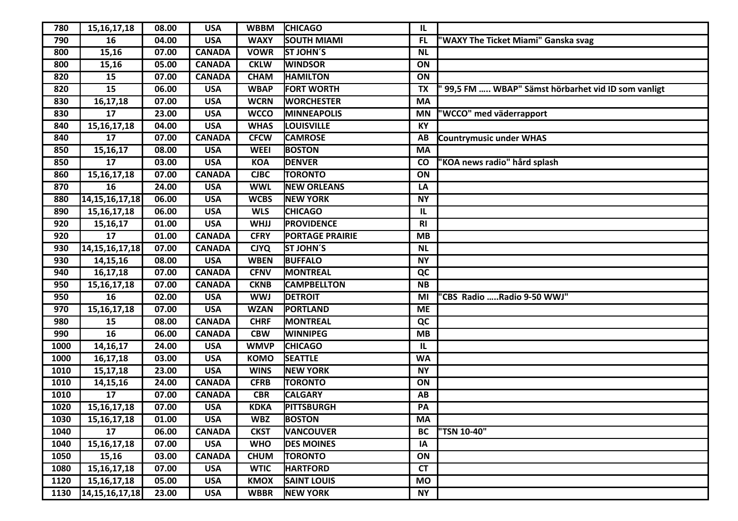| 780 | 15,16,17,18 | 08.00 | USA | WBBM | CHICAGO | IL | |
|---|---|---|---|---|---|---|---|
| 790 | 16 | 04.00 | USA | WAXY | SOUTH MIAMI | FL | "WAXY The Ticket Miami" Ganska svag |
| 800 | 15,16 | 07.00 | CANADA | VOWR | ST JOHN´S | NL | |
| 800 | 15,16 | 05.00 | CANADA | CKLW | WINDSOR | ON | |
| 820 | 15 | 07.00 | CANADA | CHAM | HAMILTON | ON | |
| 820 | 15 | 06.00 | USA | WBAP | FORT WORTH | TX | " 99,5 FM ….. WBAP" Sämst hörbarhet vid ID som vanligt |
| 830 | 16,17,18 | 07.00 | USA | WCRN | WORCHESTER | MA | |
| 830 | 17 | 23.00 | USA | WCCO | MINNEAPOLIS | MN | "WCCO" med väderrapport |
| 840 | 15,16,17,18 | 04.00 | USA | WHAS | LOUISVILLE | KY | |
| 840 | 17 | 07.00 | CANADA | CFCW | CAMROSE | AB | Countrymusic under WHAS |
| 850 | 15,16,17 | 08.00 | USA | WEEI | BOSTON | MA | |
| 850 | 17 | 03.00 | USA | KOA | DENVER | CO | "KOA news radio" hård splash |
| 860 | 15,16,17,18 | 07.00 | CANADA | CJBC | TORONTO | ON | |
| 870 | 16 | 24.00 | USA | WWL | NEW ORLEANS | LA | |
| 880 | 14,15,16,17,18 | 06.00 | USA | WCBS | NEW YORK | NY | |
| 890 | 15,16,17,18 | 06.00 | USA | WLS | CHICAGO | IL | |
| 920 | 15,16,17 | 01.00 | USA | WHJJ | PROVIDENCE | RI | |
| 920 | 17 | 01.00 | CANADA | CFRY | PORTAGE PRAIRIE | MB | |
| 930 | 14,15,16,17,18 | 07.00 | CANADA | CJYQ | ST JOHN´S | NL | |
| 930 | 14,15,16 | 08.00 | USA | WBEN | BUFFALO | NY | |
| 940 | 16,17,18 | 07.00 | CANADA | CFNV | MONTREAL | QC | |
| 950 | 15,16,17,18 | 07.00 | CANADA | CKNB | CAMPBELLTON | NB | |
| 950 | 16 | 02.00 | USA | WWJ | DETROIT | MI | "CBS Radio …..Radio 9-50 WWJ" |
| 970 | 15,16,17,18 | 07.00 | USA | WZAN | PORTLAND | ME | |
| 980 | 15 | 08.00 | CANADA | CHRF | MONTREAL | QC | |
| 990 | 16 | 06.00 | CANADA | CBW | WINNIPEG | MB | |
| 1000 | 14,16,17 | 24.00 | USA | WMVP | CHICAGO | IL | |
| 1000 | 16,17,18 | 03.00 | USA | KOMO | SEATTLE | WA | |
| 1010 | 15,17,18 | 23.00 | USA | WINS | NEW YORK | NY | |
| 1010 | 14,15,16 | 24.00 | CANADA | CFRB | TORONTO | ON | |
| 1010 | 17 | 07.00 | CANADA | CBR | CALGARY | AB | |
| 1020 | 15,16,17,18 | 07.00 | USA | KDKA | PITTSBURGH | PA | |
| 1030 | 15,16,17,18 | 01.00 | USA | WBZ | BOSTON | MA | |
| 1040 | 17 | 06.00 | CANADA | CKST | VANCOUVER | BC | "TSN 10-40" |
| 1040 | 15,16,17,18 | 07.00 | USA | WHO | DES MOINES | IA | |
| 1050 | 15,16 | 03.00 | CANADA | CHUM | TORONTO | ON | |
| 1080 | 15,16,17,18 | 07.00 | USA | WTIC | HARTFORD | CT | |
| 1120 | 15,16,17,18 | 05.00 | USA | KMOX | SAINT LOUIS | MO | |
| 1130 | 14,15,16,17,18 | 23.00 | USA | WBBR | NEW YORK | NY | |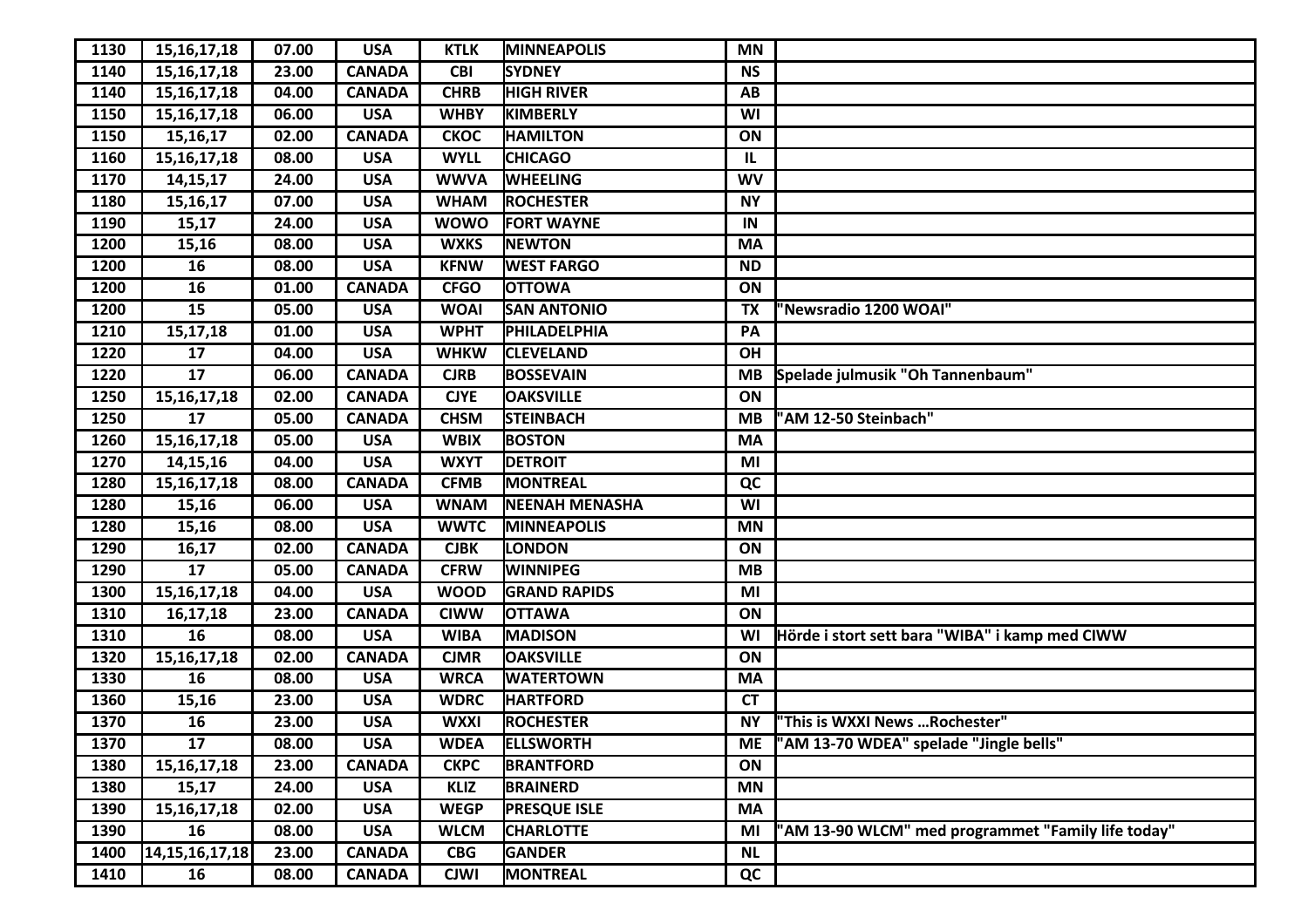| 1130 | 15,16,17,18 | 07.00 | USA | KTLK | MINNEAPOLIS | MN | |
|---|---|---|---|---|---|---|---|
| 1140 | 15,16,17,18 | 23.00 | CANADA | CBI | SYDNEY | NS | |
| 1140 | 15,16,17,18 | 04.00 | CANADA | CHRB | HIGH RIVER | AB | |
| 1150 | 15,16,17,18 | 06.00 | USA | WHBY | KIMBERLY | WI | |
| 1150 | 15,16,17 | 02.00 | CANADA | CKOC | HAMILTON | ON | |
| 1160 | 15,16,17,18 | 08.00 | USA | WYLL | CHICAGO | IL | |
| 1170 | 14,15,17 | 24.00 | USA | WWVA | WHEELING | WV | |
| 1180 | 15,16,17 | 07.00 | USA | WHAM | ROCHESTER | NY | |
| 1190 | 15,17 | 24.00 | USA | WOWO | FORT WAYNE | IN | |
| 1200 | 15,16 | 08.00 | USA | WXKS | NEWTON | MA | |
| 1200 | 16 | 08.00 | USA | KFNW | WEST FARGO | ND | |
| 1200 | 16 | 01.00 | CANADA | CFGO | OTTOWA | ON | |
| 1200 | 15 | 05.00 | USA | WOAI | SAN ANTONIO | TX | "Newsradio 1200 WOAI" |
| 1210 | 15,17,18 | 01.00 | USA | WPHT | PHILADELPHIA | PA | |
| 1220 | 17 | 04.00 | USA | WHKW | CLEVELAND | OH | |
| 1220 | 17 | 06.00 | CANADA | CJRB | BOSSEVAIN | MB | Spelade julmusik "Oh Tannenbaum" |
| 1250 | 15,16,17,18 | 02.00 | CANADA | CJYE | OAKSVILLE | ON | |
| 1250 | 17 | 05.00 | CANADA | CHSM | STEINBACH | MB | "AM 12-50 Steinbach" |
| 1260 | 15,16,17,18 | 05.00 | USA | WBIX | BOSTON | MA | |
| 1270 | 14,15,16 | 04.00 | USA | WXYT | DETROIT | MI | |
| 1280 | 15,16,17,18 | 08.00 | CANADA | CFMB | MONTREAL | QC | |
| 1280 | 15,16 | 06.00 | USA | WNAM | NEENAH MENASHA | WI | |
| 1280 | 15,16 | 08.00 | USA | WWTC | MINNEAPOLIS | MN | |
| 1290 | 16,17 | 02.00 | CANADA | CJBK | LONDON | ON | |
| 1290 | 17 | 05.00 | CANADA | CFRW | WINNIPEG | MB | |
| 1300 | 15,16,17,18 | 04.00 | USA | WOOD | GRAND RAPIDS | MI | |
| 1310 | 16,17,18 | 23.00 | CANADA | CIWW | OTTAWA | ON | |
| 1310 | 16 | 08.00 | USA | WIBA | MADISON | WI | Hörde i stort sett bara "WIBA" i kamp med CIWW |
| 1320 | 15,16,17,18 | 02.00 | CANADA | CJMR | OAKSVILLE | ON | |
| 1330 | 16 | 08.00 | USA | WRCA | WATERTOWN | MA | |
| 1360 | 15,16 | 23.00 | USA | WDRC | HARTFORD | CT | |
| 1370 | 16 | 23.00 | USA | WXXI | ROCHESTER | NY | "This is WXXI News …Rochester" |
| 1370 | 17 | 08.00 | USA | WDEA | ELLSWORTH | ME | "AM 13-70 WDEA" spelade "Jingle bells" |
| 1380 | 15,16,17,18 | 23.00 | CANADA | CKPC | BRANTFORD | ON | |
| 1380 | 15,17 | 24.00 | USA | KLIZ | BRAINERD | MN | |
| 1390 | 15,16,17,18 | 02.00 | USA | WEGP | PRESQUE ISLE | MA | |
| 1390 | 16 | 08.00 | USA | WLCM | CHARLOTTE | MI | "AM 13-90 WLCM" med programmet "Family life today" |
| 1400 | 14,15,16,17,18 | 23.00 | CANADA | CBG | GANDER | NL | |
| 1410 | 16 | 08.00 | CANADA | CJWI | MONTREAL | QC | |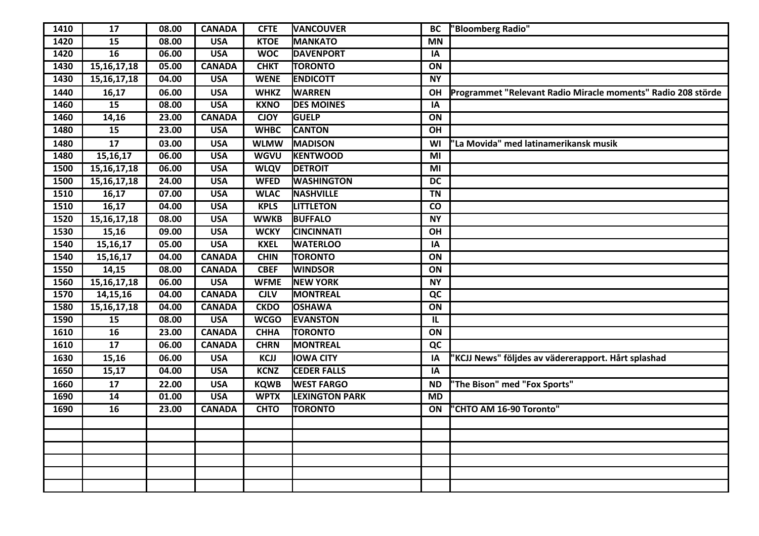| | | | | | | | |
|---|---|---|---|---|---|---|---|
| 1410 | 17 | 08.00 | CANADA | CFTE | VANCOUVER | BC | "Bloomberg Radio" |
| 1420 | 15 | 08.00 | USA | KTOE | MANKATO | MN | |
| 1420 | 16 | 06.00 | USA | WOC | DAVENPORT | IA | |
| 1430 | 15,16,17,18 | 05.00 | CANADA | CHKT | TORONTO | ON | |
| 1430 | 15,16,17,18 | 04.00 | USA | WENE | ENDICOTT | NY | |
| 1440 | 16,17 | 06.00 | USA | WHKZ | WARREN | OH | Programmet "Relevant Radio Miracle moments" Radio 208 störde |
| 1460 | 15 | 08.00 | USA | KXNO | DES MOINES | IA | |
| 1460 | 14,16 | 23.00 | CANADA | CJOY | GUELP | ON | |
| 1480 | 15 | 23.00 | USA | WHBC | CANTON | OH | |
| 1480 | 17 | 03.00 | USA | WLMW | MADISON | WI | "La Movida" med latinamerikansk musik |
| 1480 | 15,16,17 | 06.00 | USA | WGVU | KENTWOOD | MI | |
| 1500 | 15,16,17,18 | 06.00 | USA | WLQV | DETROIT | MI | |
| 1500 | 15,16,17,18 | 24.00 | USA | WFED | WASHINGTON | DC | |
| 1510 | 16,17 | 07.00 | USA | WLAC | NASHVILLE | TN | |
| 1510 | 16,17 | 04.00 | USA | KPLS | LITTLETON | CO | |
| 1520 | 15,16,17,18 | 08.00 | USA | WWKB | BUFFALO | NY | |
| 1530 | 15,16 | 09.00 | USA | WCKY | CINCINNATI | OH | |
| 1540 | 15,16,17 | 05.00 | USA | KXEL | WATERLOO | IA | |
| 1540 | 15,16,17 | 04.00 | CANADA | CHIN | TORONTO | ON | |
| 1550 | 14,15 | 08.00 | CANADA | CBEF | WINDSOR | ON | |
| 1560 | 15,16,17,18 | 06.00 | USA | WFME | NEW YORK | NY | |
| 1570 | 14,15,16 | 04.00 | CANADA | CJLV | MONTREAL | QC | |
| 1580 | 15,16,17,18 | 04.00 | CANADA | CKDO | OSHAWA | ON | |
| 1590 | 15 | 08.00 | USA | WCGO | EVANSTON | IL | |
| 1610 | 16 | 23.00 | CANADA | CHHA | TORONTO | ON | |
| 1610 | 17 | 06.00 | CANADA | CHRN | MONTREAL | QC | |
| 1630 | 15,16 | 06.00 | USA | KCJJ | IOWA CITY | IA | "KCJJ News" följdes av väderrapport. Hårt splashad |
| 1650 | 15,17 | 04.00 | USA | KCNZ | CEDER FALLS | IA | |
| 1660 | 17 | 22.00 | USA | KQWB | WEST FARGO | ND | "The Bison" med "Fox Sports" |
| 1690 | 14 | 01.00 | USA | WPTX | LEXINGTON PARK | MD | |
| 1690 | 16 | 23.00 | CANADA | CHTO | TORONTO | ON | "CHTO AM 16-90 Toronto" |